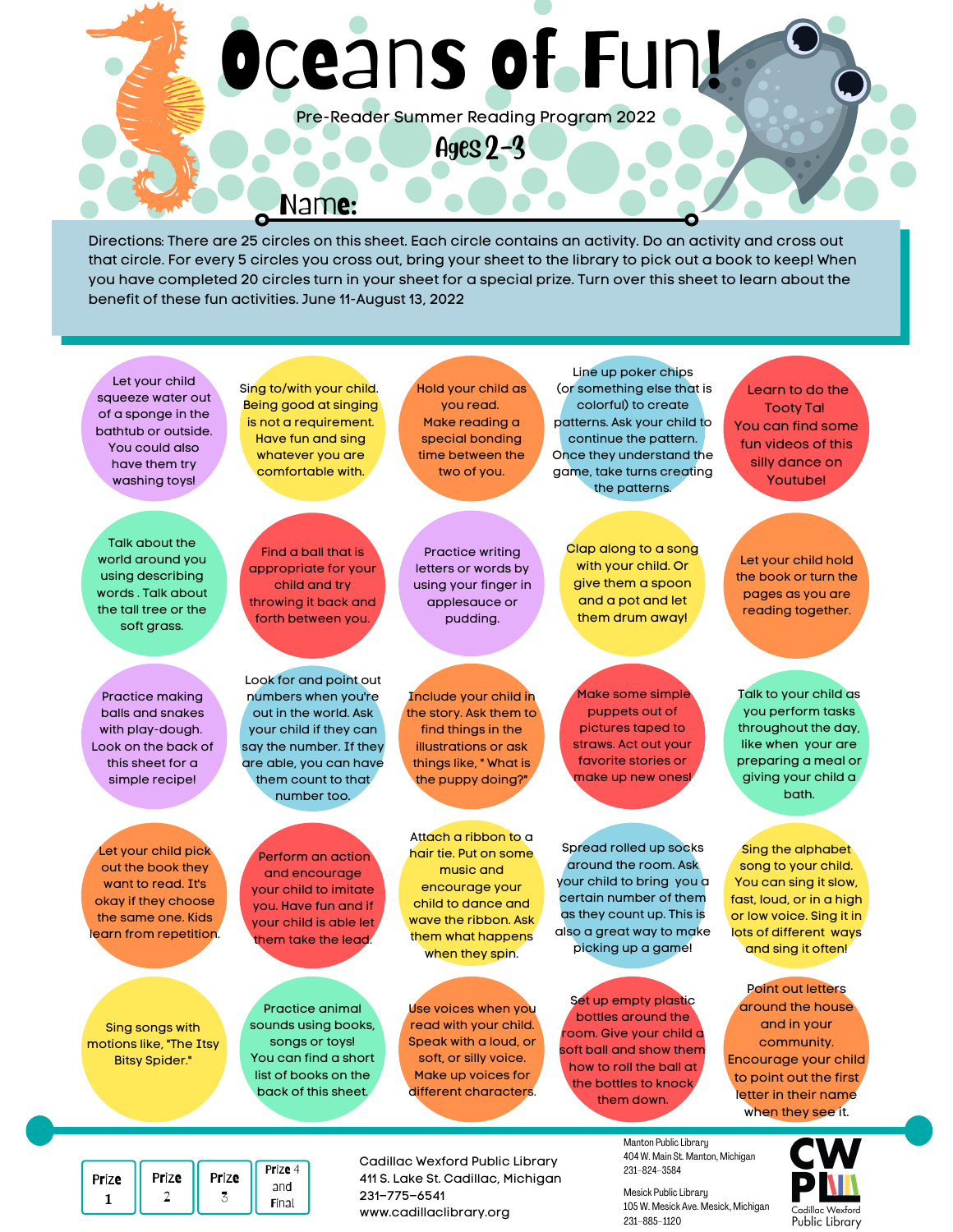# Oceans of Fun!

Pre-Reader Summer Reading Program 2022

**Ages 2-3**

Name: ____________________

Directions: There are 25 circles on this sheet. Each circle contains an activity. Do an activity and cross out that circle. For every 5 circles you cross out, bring your sheet to the library to pick out a book to keep! When you have completed 20 circles turn in your sheet for a special prize. Turn over this sheet to learn about the benefit of these fun activities. June 11-August 13, 2022

- Let your child squeeze water out of a sponge in the bathtub or outside. You could also have them try washing toys!
- Sing to/with your child. Being good at singing is not a requirement. Have fun and sing whatever you are comfortable with.
- Hold your child as you read. Make reading a special bonding time between the two of you.
- Line up poker chips (or something else that is colorful) to create patterns. Ask your child to continue the pattern. Once they understand the game, take turns creating the patterns.
- Learn to do the Tooty Ta! You can find some fun videos of this silly dance on Youtube!
- Talk about the world around you using describing words . Talk about the tall tree or the soft grass.
- Find a ball that is appropriate for your child and try throwing it back and forth between you.
- Practice writing letters or words by using your finger in applesauce or pudding.
- Clap along to a song with your child. Or give them a spoon and a pot and let them drum away!
- Let your child hold the book or turn the pages as you are reading together.
- Practice making balls and snakes with play-dough. Look on the back of this sheet for a simple recipe!
- Look for and point out numbers when you're out in the world. Ask your child if they can say the number. If they are able, you can have them count to that number too.
- Include your child in the story. Ask them to find things in the illustrations or ask things like, " What is the puppy doing?"
- Make some simple puppets out of pictures taped to straws. Act out your favorite stories or make up new ones!
- Talk to your child as you perform tasks throughout the day, like when your are preparing a meal or giving your child a bath.
- Let your child pick out the book they want to read. It's okay if they choose the same one. Kids learn from repetition.
- Perform an action and encourage your child to imitate you. Have fun and if your child is able let them take the lead.
- Attach a ribbon to a hair tie. Put on some music and encourage your child to dance and wave the ribbon. Ask them what happens when they spin.
- Spread rolled up socks around the room. Ask your child to bring you a certain number of them as they count up. This is also a great way to make picking up a game!
- Sing the alphabet song to your child. You can sing it slow, fast, loud, or in a high or low voice. Sing it in lots of different ways and sing it often!
- Sing songs with motions like, "The Itsy Bitsy Spider."
- Practice animal sounds using books, songs or toys! You can find a short list of books on the back of this sheet.
- Use voices when you read with your child. Speak with a loud, or soft, or silly voice. Make up voices for different characters.
- Set up empty plastic bottles around the room. Give your child a soft ball and show them how to roll the ball at the bottles to knock them down.
- Point out letters around the house and in your community. Encourage your child to point out the first letter in their name when they see it.

| Prize 1 | Prize 2 | Prize 3 | Prize 4 and Final |
|---|---|---|---|

Cadillac Wexford Public Library
411 S. Lake St. Cadillac, Michigan
231-775-6541
www.cadillaclibrary.org

Manton Public Library
404 W. Main St. Manton, Michigan
231-824-3584

Mesick Public Library
105 W. Mesick Ave. Mesick, Michigan
231-885-1120

CWPL Cadillac Wexford Public Library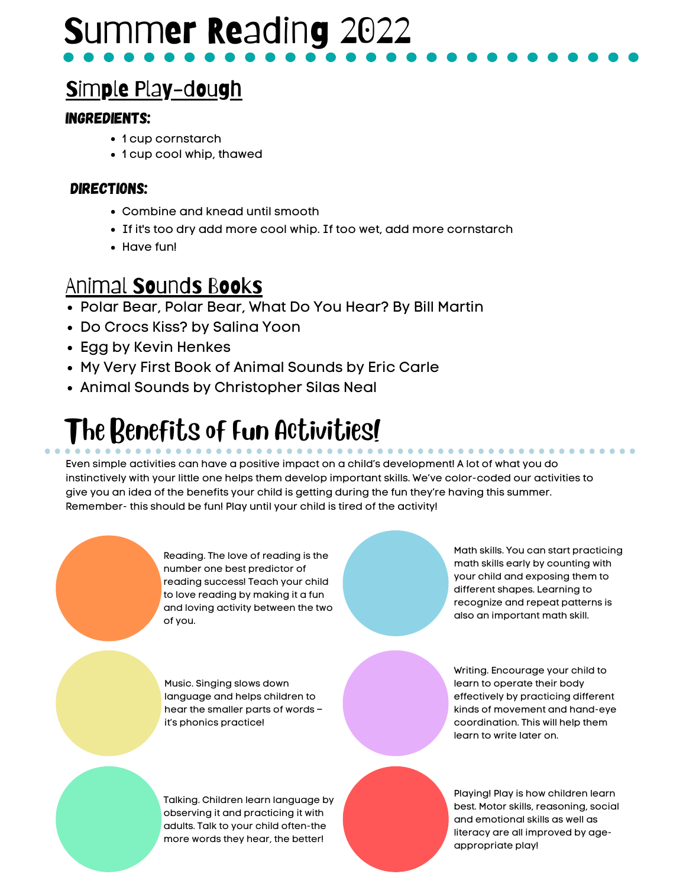# Summer Reading 2022

## Simple Play-dough

### INGREDIENTS:

- 1 cup cornstarch
- 1 cup cool whip, thawed

### DIRECTIONS:

- Combine and knead until smooth
- If it's too dry add more cool whip. If too wet, add more cornstarch
- Have fun!

## Animal Sounds Books

- Polar Bear, Polar Bear, What Do You Hear? By Bill Martin
- Do Crocs Kiss? by Salina Yoon
- Egg by Kevin Henkes
- My Very First Book of Animal Sounds by Eric Carle
- Animal Sounds by Christopher Silas Neal

## The Benefits of Fun Activities!

Even simple activities can have a positive impact on a child's development! A lot of what you do instinctively with your little one helps them develop important skills. We've color-coded our activities to give you an idea of the benefits your child is getting during the fun they're having this summer. Remember- this should be fun! Play until your child is tired of the activity!

Reading. The love of reading is the number one best predictor of reading success! Teach your child to love reading by making it a fun and loving activity between the two of you.

Math skills. You can start practicing math skills early by counting with your child and exposing them to different shapes. Learning to recognize and repeat patterns is also an important math skill.

Music. Singing slows down language and helps children to hear the smaller parts of words – it's phonics practice!

Writing. Encourage your child to learn to operate their body effectively by practicing different kinds of movement and hand-eye coordination. This will help them learn to write later on.

Talking. Children learn language by observing it and practicing it with adults. Talk to your child often-the more words they hear, the better!

Playing! Play is how children learn best. Motor skills, reasoning, social and emotional skills as well as literacy are all improved by age-appropriate play!